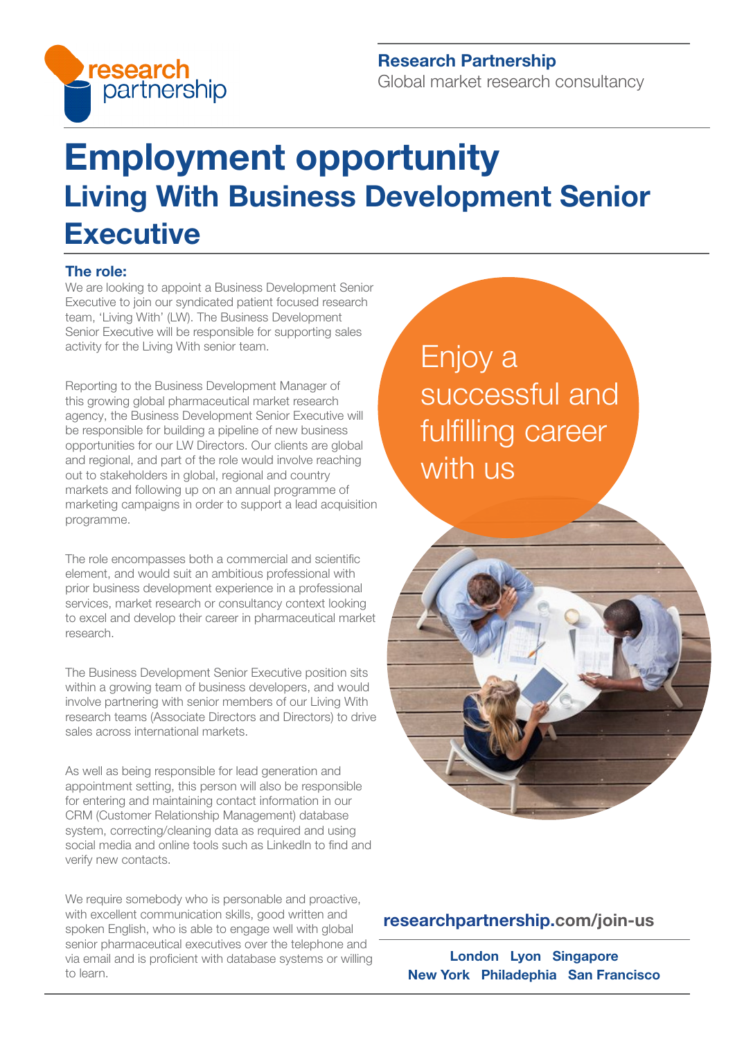**Research Partnership**
Global market research consultancy

# Employment opportunity

## Living With Business Development Senior Executive

### The role:

We are looking to appoint a Business Development Senior Executive to join our syndicated patient focused research team, 'Living With' (LW). The Business Development Senior Executive will be responsible for supporting sales activity for the Living With senior team.

Reporting to the Business Development Manager of this growing global pharmaceutical market research agency, the Business Development Senior Executive will be responsible for building a pipeline of new business opportunities for our LW Directors. Our clients are global and regional, and part of the role would involve reaching out to stakeholders in global, regional and country markets and following up on an annual programme of marketing campaigns in order to support a lead acquisition programme.

The role encompasses both a commercial and scientific element, and would suit an ambitious professional with prior business development experience in a professional services, market research or consultancy context looking to excel and develop their career in pharmaceutical market research.

The Business Development Senior Executive position sits within a growing team of business developers, and would involve partnering with senior members of our Living With research teams (Associate Directors and Directors) to drive sales across international markets.

As well as being responsible for lead generation and appointment setting, this person will also be responsible for entering and maintaining contact information in our CRM (Customer Relationship Management) database system, correcting/cleaning data as required and using social media and online tools such as LinkedIn to find and verify new contacts.

We require somebody who is personable and proactive, with excellent communication skills, good written and spoken English, who is able to engage well with global senior pharmaceutical executives over the telephone and via email and is proficient with database systems or willing to learn.

Enjoy a successful and fulfilling career with us

**researchpartnership.com/join-us**

**London Lyon Singapore**
**New York Philadelphia San Francisco**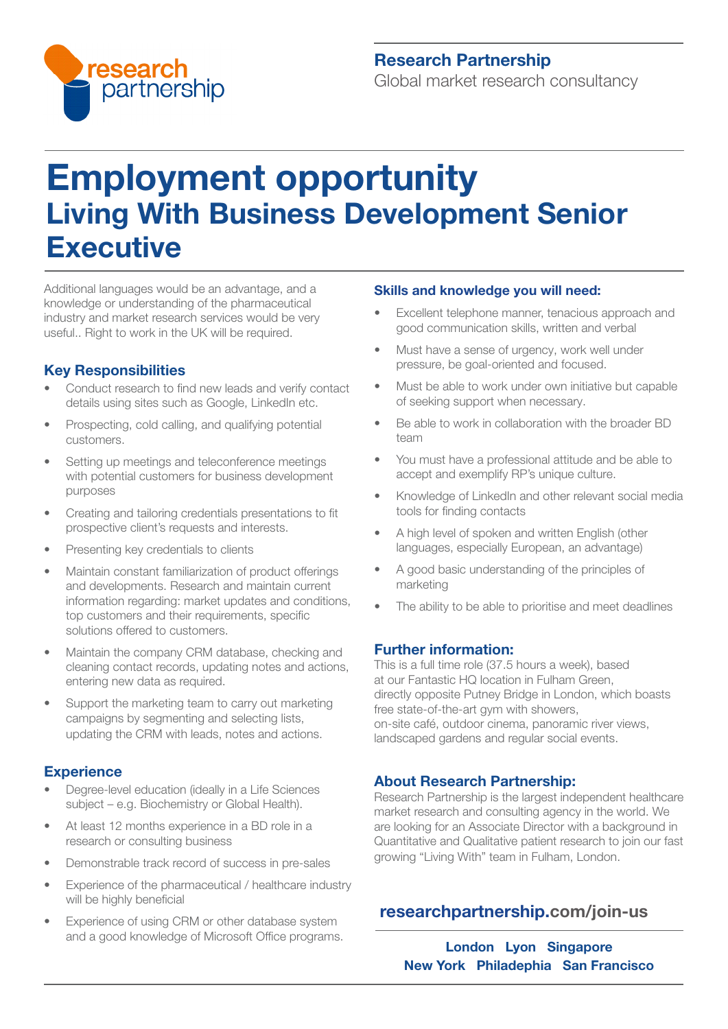**Research Partnership**
Global market research consultancy

# Employment opportunity

## Living With Business Development Senior Executive

Additional languages would be an advantage, and a knowledge or understanding of the pharmaceutical industry and market research services would be very useful.. Right to work in the UK will be required.

### Key Responsibilities

- Conduct research to find new leads and verify contact details using sites such as Google, LinkedIn etc.
- Prospecting, cold calling, and qualifying potential customers.
- Setting up meetings and teleconference meetings with potential customers for business development purposes
- Creating and tailoring credentials presentations to fit prospective client's requests and interests.
- Presenting key credentials to clients
- Maintain constant familiarization of product offerings and developments. Research and maintain current information regarding: market updates and conditions, top customers and their requirements, specific solutions offered to customers.
- Maintain the company CRM database, checking and cleaning contact records, updating notes and actions, entering new data as required.
- Support the marketing team to carry out marketing campaigns by segmenting and selecting lists, updating the CRM with leads, notes and actions.

### Experience

- Degree-level education (ideally in a Life Sciences subject – e.g. Biochemistry or Global Health).
- At least 12 months experience in a BD role in a research or consulting business
- Demonstrable track record of success in pre-sales
- Experience of the pharmaceutical / healthcare industry will be highly beneficial
- Experience of using CRM or other database system and a good knowledge of Microsoft Office programs.

### Skills and knowledge you will need:

- Excellent telephone manner, tenacious approach and good communication skills, written and verbal
- Must have a sense of urgency, work well under pressure, be goal-oriented and focused.
- Must be able to work under own initiative but capable of seeking support when necessary.
- Be able to work in collaboration with the broader BD team
- You must have a professional attitude and be able to accept and exemplify RP's unique culture.
- Knowledge of LinkedIn and other relevant social media tools for finding contacts
- A high level of spoken and written English (other languages, especially European, an advantage)
- A good basic understanding of the principles of marketing
- The ability to be able to prioritise and meet deadlines

### Further information:

This is a full time role (37.5 hours a week), based at our Fantastic HQ location in Fulham Green, directly opposite Putney Bridge in London, which boasts free state-of-the-art gym with showers, on-site café, outdoor cinema, panoramic river views, landscaped gardens and regular social events.

### About Research Partnership:

Research Partnership is the largest independent healthcare market research and consulting agency in the world. We are looking for an Associate Director with a background in Quantitative and Qualitative patient research to join our fast growing "Living With" team in Fulham, London.

**researchpartnership.com/join-us**

**London Lyon Singapore**
**New York Philadephia San Francisco**